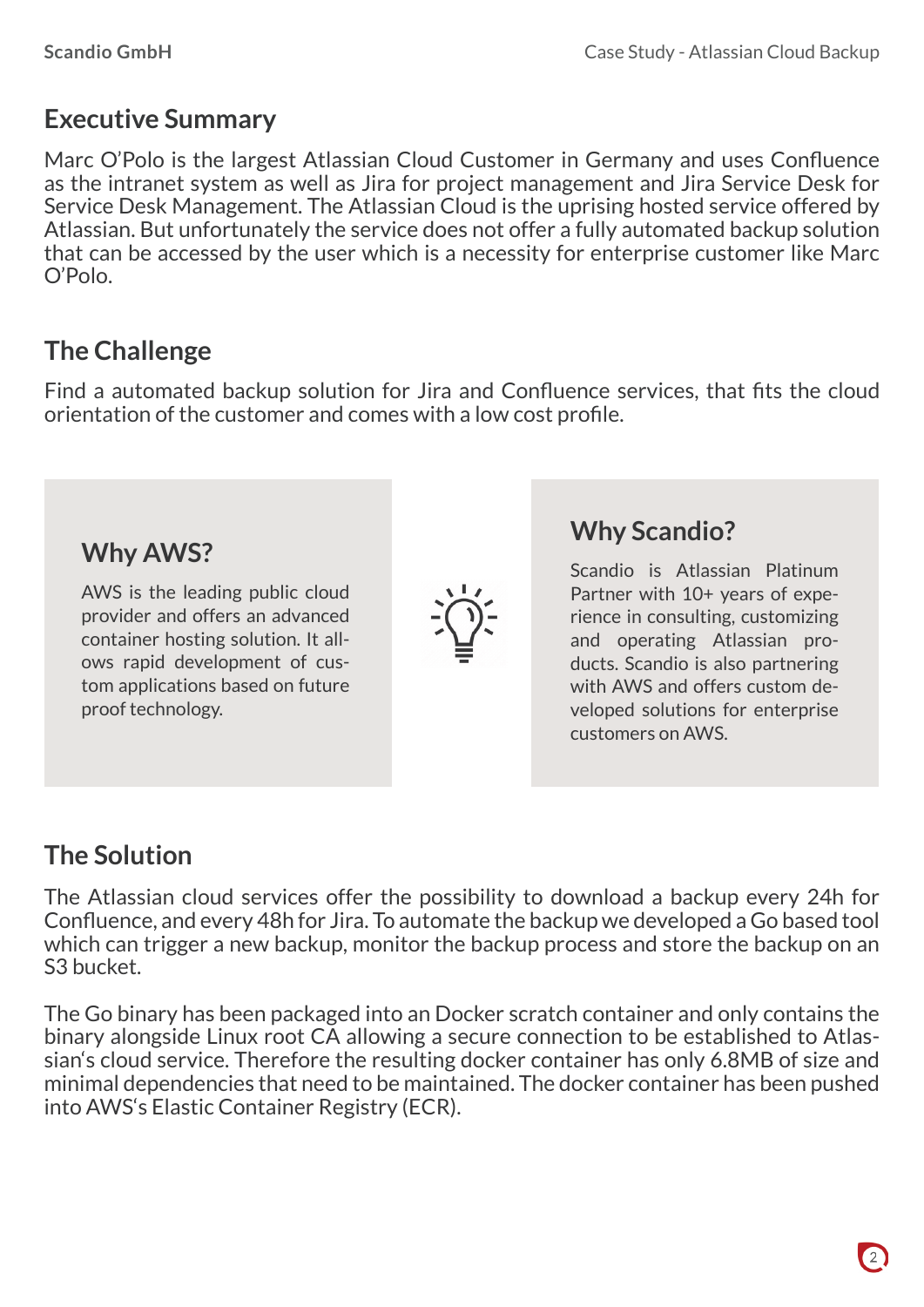## Executive Summary

Marc O'Polo is the largest Atlassian Cloud Customer in Germany and uses Confluence as the intranet system as well as Jira for project management and Jira Service Desk for Service Desk Management. The Atlassian Cloud is the uprising hosted service offered by Atlassian. But unfortunately the service does not offer a fully automated backup solution that can be accessed by the user which is a necessity for enterprise customer like Marc O'Polo.

## The Challenge

Find a automated backup solution for Jira and Confluence services, that fits the cloud orientation of the customer and comes with a low cost profile.

### Why AWS?

AWS is the leading public cloud provider and offers an advanced container hosting solution. It allows rapid development of custom applications based on future proof technology.

### Why Scandio?

Scandio is Atlassian Platinum Partner with 10+ years of experience in consulting, customizing and operating Atlassian products. Scandio is also partnering with AWS and offers custom developed solutions for enterprise customers on AWS.

## The Solution

The Atlassian cloud services offer the possibility to download a backup every 24h for Confluence, and every 48h for Jira. To automate the backup we developed a Go based tool which can trigger a new backup, monitor the backup process and store the backup on an S3 bucket.

The Go binary has been packaged into an Docker scratch container and only contains the binary alongside Linux root CA allowing a secure connection to be established to Atlassian's cloud service. Therefore the resulting docker container has only 6.8MB of size and minimal dependencies that need to be maintained. The docker container has been pushed into AWS's Elastic Container Registry (ECR).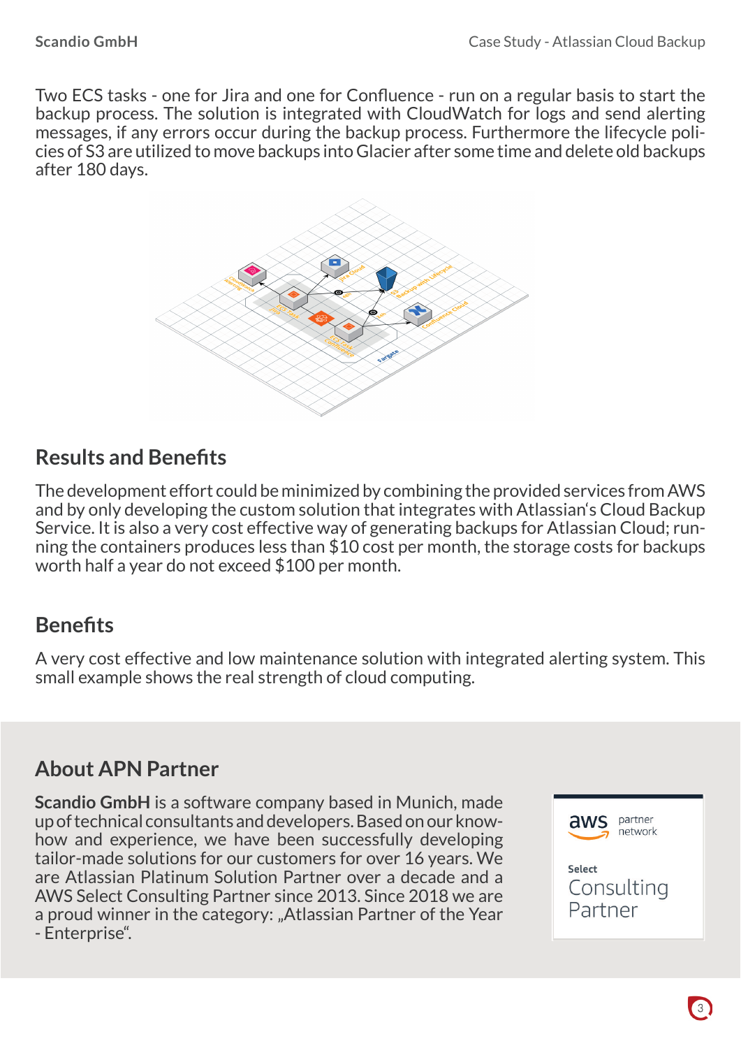Two ECS tasks - one for Jira and one for Confluence - run on a regular basis to start the backup process. The solution is integrated with CloudWatch for logs and send alerting messages, if any errors occur during the backup process. Furthermore the lifecycle policies of S3 are utilized to move backups into Glacier after some time and delete old backups after 180 days.

## Results and Benefits

The development effort could be minimized by combining the provided services from AWS and by only developing the custom solution that integrates with Atlassian's Cloud Backup Service. It is also a very cost effective way of generating backups for Atlassian Cloud; running the containers produces less than $10 cost per month, the storage costs for backups worth half a year do not exceed $100 per month.

## Benefits

A very cost effective and low maintenance solution with integrated alerting system. This small example shows the real strength of cloud computing.

## About APN Partner

**Scandio GmbH** is a software company based in Munich, made up of technical consultants and developers. Based on our know-how and experience, we have been successfully developing tailor-made solutions for our customers for over 16 years. We are Atlassian Platinum Solution Partner over a decade and a AWS Select Consulting Partner since 2013. Since 2018 we are a proud winner in the category: „Atlassian Partner of the Year - Enterprise".

aws partner network

Select

Consulting Partner